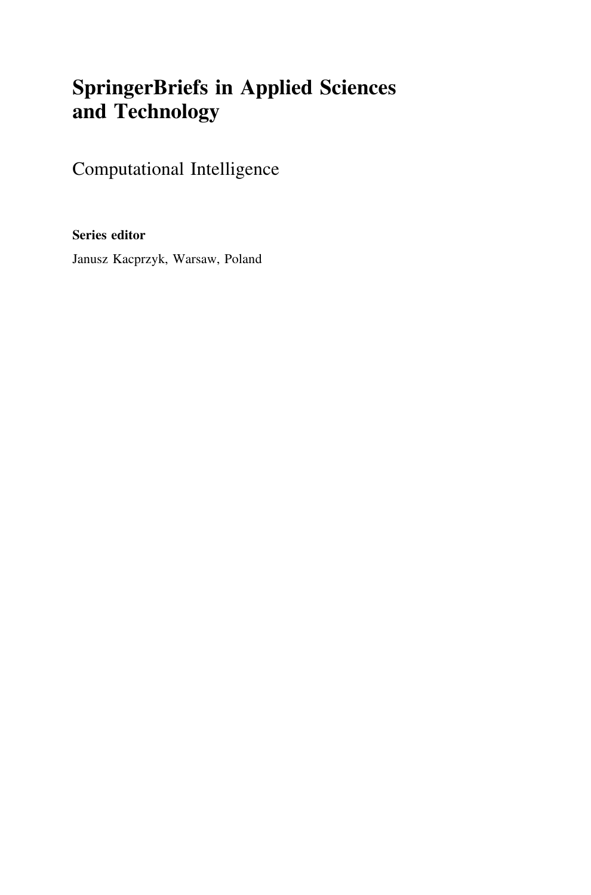# SpringerBriefs in Applied Sciences and Technology

## Computational Intelligence

**Series editor**

Janusz Kacprzyk, Warsaw, Poland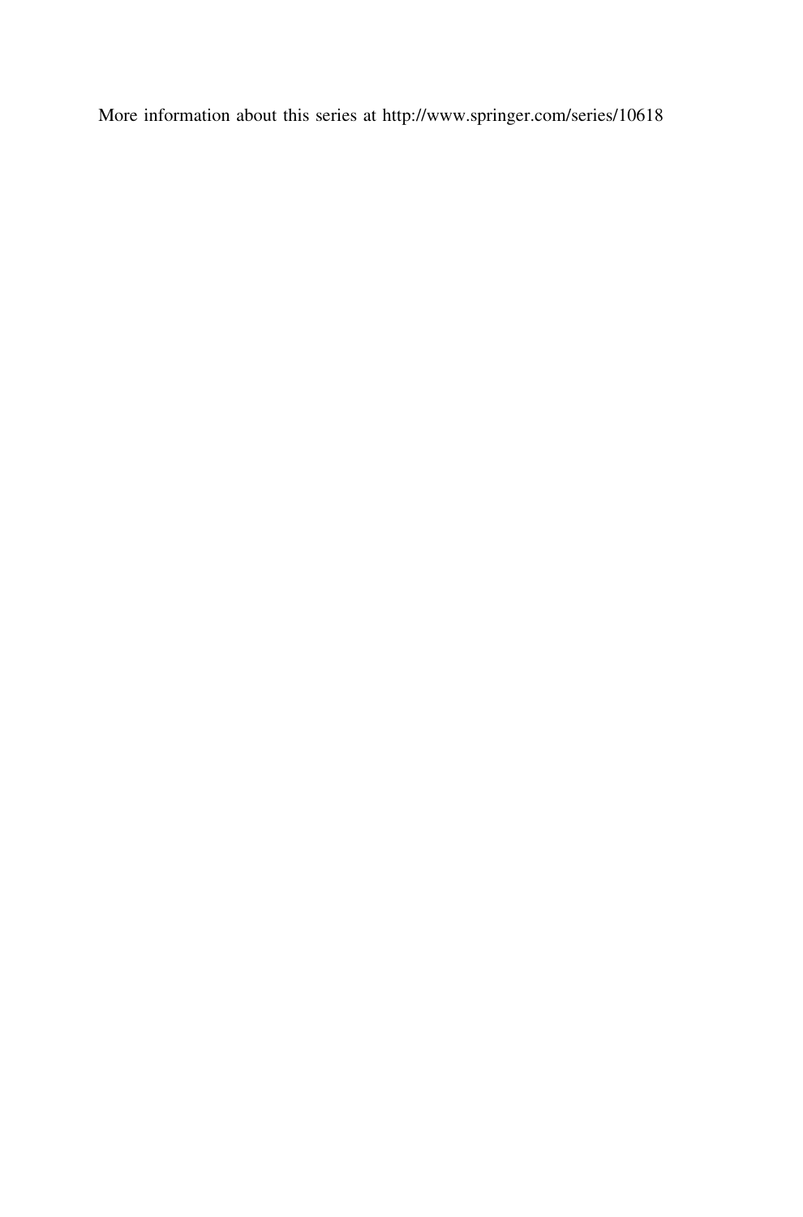More information about this series at http://www.springer.com/series/10618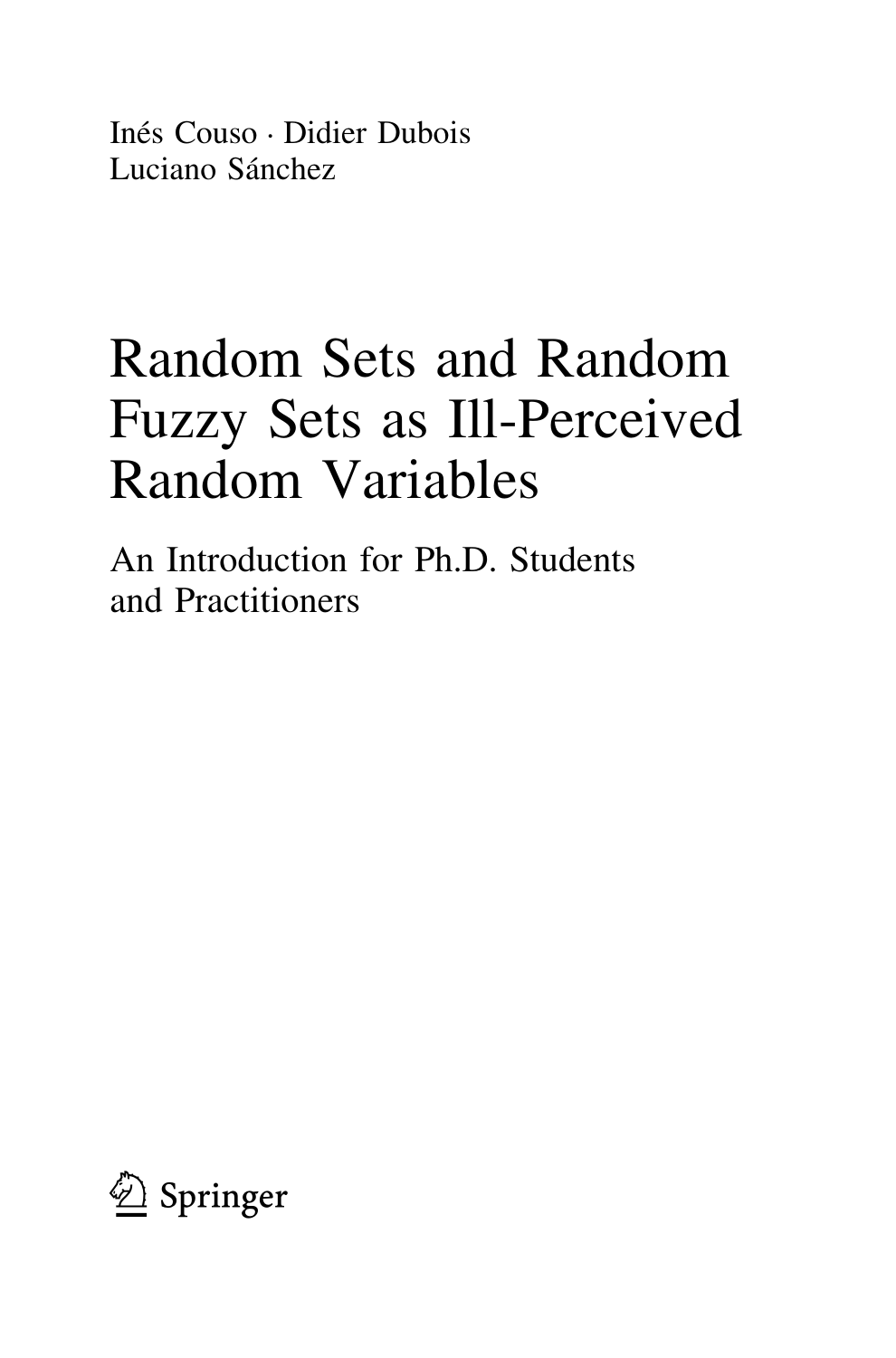Inés Couso · Didier Dubois
Luciano Sánchez

# Random Sets and Random Fuzzy Sets as Ill-Perceived Random Variables

## An Introduction for Ph.D. Students and Practitioners

Springer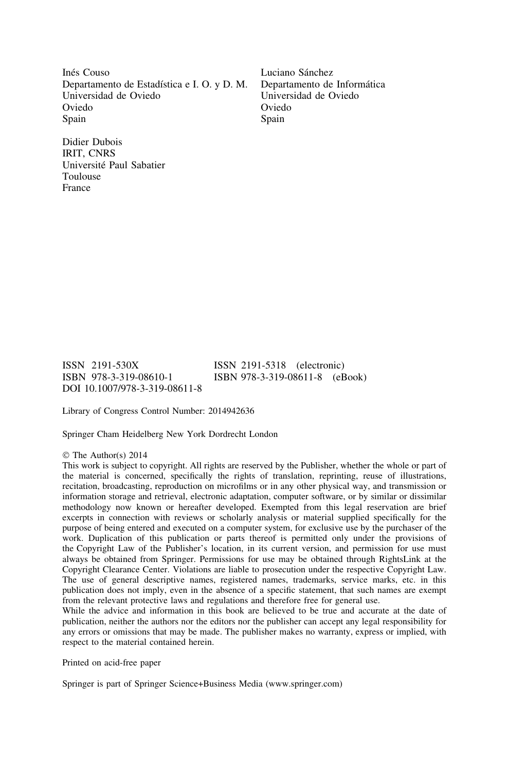Inés Couso
Departamento de Estadística e I. O. y D. M.
Universidad de Oviedo
Oviedo
Spain

Luciano Sánchez
Departamento de Informática
Universidad de Oviedo
Oviedo
Spain

Didier Dubois
IRIT, CNRS
Université Paul Sabatier
Toulouse
France

ISSN 2191-530X ISSN 2191-5318 (electronic)
ISBN 978-3-319-08610-1 ISBN 978-3-319-08611-8 (eBook)
DOI 10.1007/978-3-319-08611-8

Library of Congress Control Number: 2014942636

Springer Cham Heidelberg New York Dordrecht London

© The Author(s) 2014
This work is subject to copyright. All rights are reserved by the Publisher, whether the whole or part of the material is concerned, specifically the rights of translation, reprinting, reuse of illustrations, recitation, broadcasting, reproduction on microfilms or in any other physical way, and transmission or information storage and retrieval, electronic adaptation, computer software, or by similar or dissimilar methodology now known or hereafter developed. Exempted from this legal reservation are brief excerpts in connection with reviews or scholarly analysis or material supplied specifically for the purpose of being entered and executed on a computer system, for exclusive use by the purchaser of the work. Duplication of this publication or parts thereof is permitted only under the provisions of the Copyright Law of the Publisher's location, in its current version, and permission for use must always be obtained from Springer. Permissions for use may be obtained through RightsLink at the Copyright Clearance Center. Violations are liable to prosecution under the respective Copyright Law.
The use of general descriptive names, registered names, trademarks, service marks, etc. in this publication does not imply, even in the absence of a specific statement, that such names are exempt from the relevant protective laws and regulations and therefore free for general use.
While the advice and information in this book are believed to be true and accurate at the date of publication, neither the authors nor the editors nor the publisher can accept any legal responsibility for any errors or omissions that may be made. The publisher makes no warranty, express or implied, with respect to the material contained herein.

Printed on acid-free paper

Springer is part of Springer Science+Business Media (www.springer.com)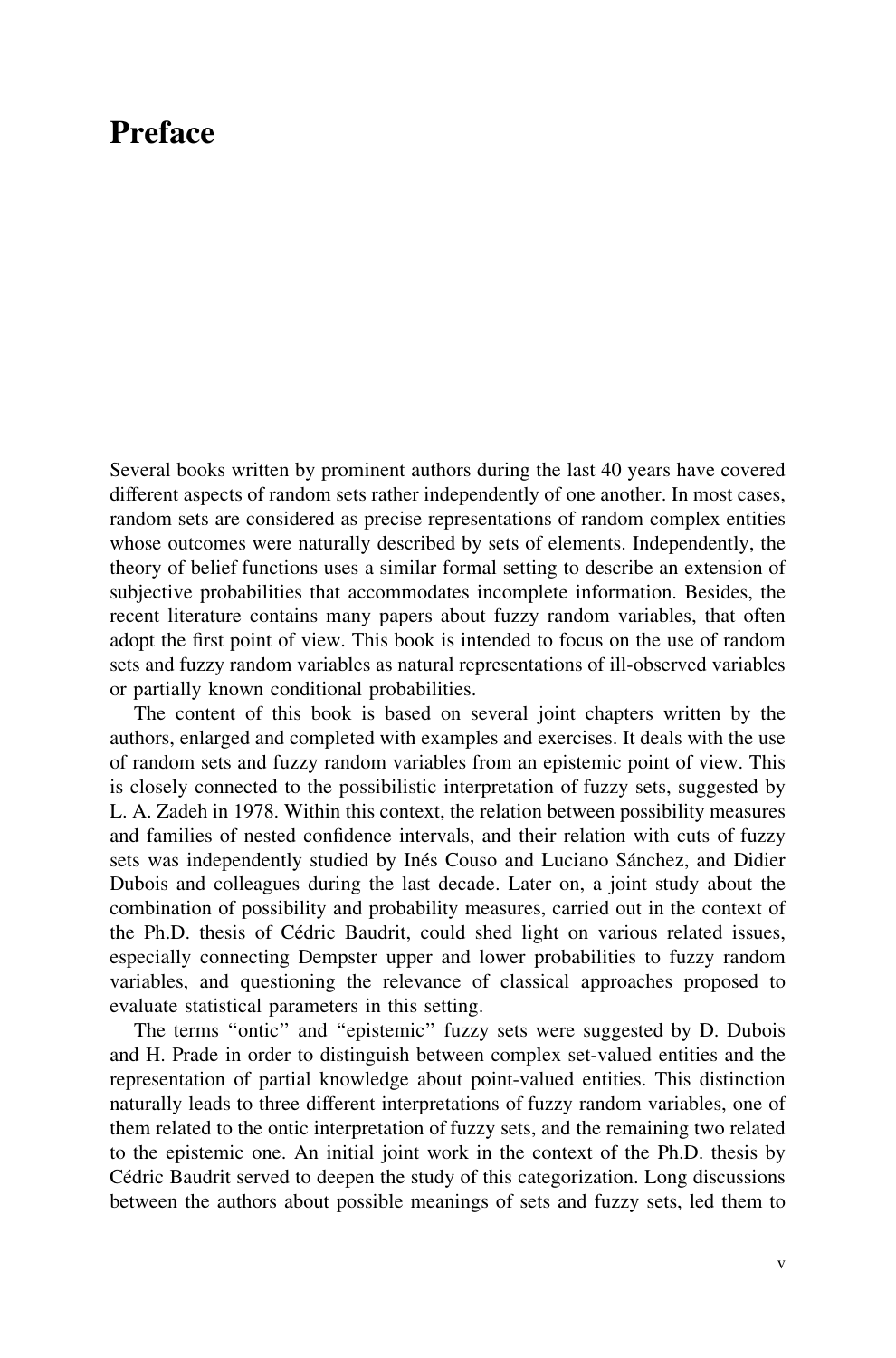# Preface

Several books written by prominent authors during the last 40 years have covered different aspects of random sets rather independently of one another. In most cases, random sets are considered as precise representations of random complex entities whose outcomes were naturally described by sets of elements. Independently, the theory of belief functions uses a similar formal setting to describe an extension of subjective probabilities that accommodates incomplete information. Besides, the recent literature contains many papers about fuzzy random variables, that often adopt the first point of view. This book is intended to focus on the use of random sets and fuzzy random variables as natural representations of ill-observed variables or partially known conditional probabilities.

The content of this book is based on several joint chapters written by the authors, enlarged and completed with examples and exercises. It deals with the use of random sets and fuzzy random variables from an epistemic point of view. This is closely connected to the possibilistic interpretation of fuzzy sets, suggested by L. A. Zadeh in 1978. Within this context, the relation between possibility measures and families of nested confidence intervals, and their relation with cuts of fuzzy sets was independently studied by Inés Couso and Luciano Sánchez, and Didier Dubois and colleagues during the last decade. Later on, a joint study about the combination of possibility and probability measures, carried out in the context of the Ph.D. thesis of Cédric Baudrit, could shed light on various related issues, especially connecting Dempster upper and lower probabilities to fuzzy random variables, and questioning the relevance of classical approaches proposed to evaluate statistical parameters in this setting.

The terms "ontic" and "epistemic" fuzzy sets were suggested by D. Dubois and H. Prade in order to distinguish between complex set-valued entities and the representation of partial knowledge about point-valued entities. This distinction naturally leads to three different interpretations of fuzzy random variables, one of them related to the ontic interpretation of fuzzy sets, and the remaining two related to the epistemic one. An initial joint work in the context of the Ph.D. thesis by Cédric Baudrit served to deepen the study of this categorization. Long discussions between the authors about possible meanings of sets and fuzzy sets, led them to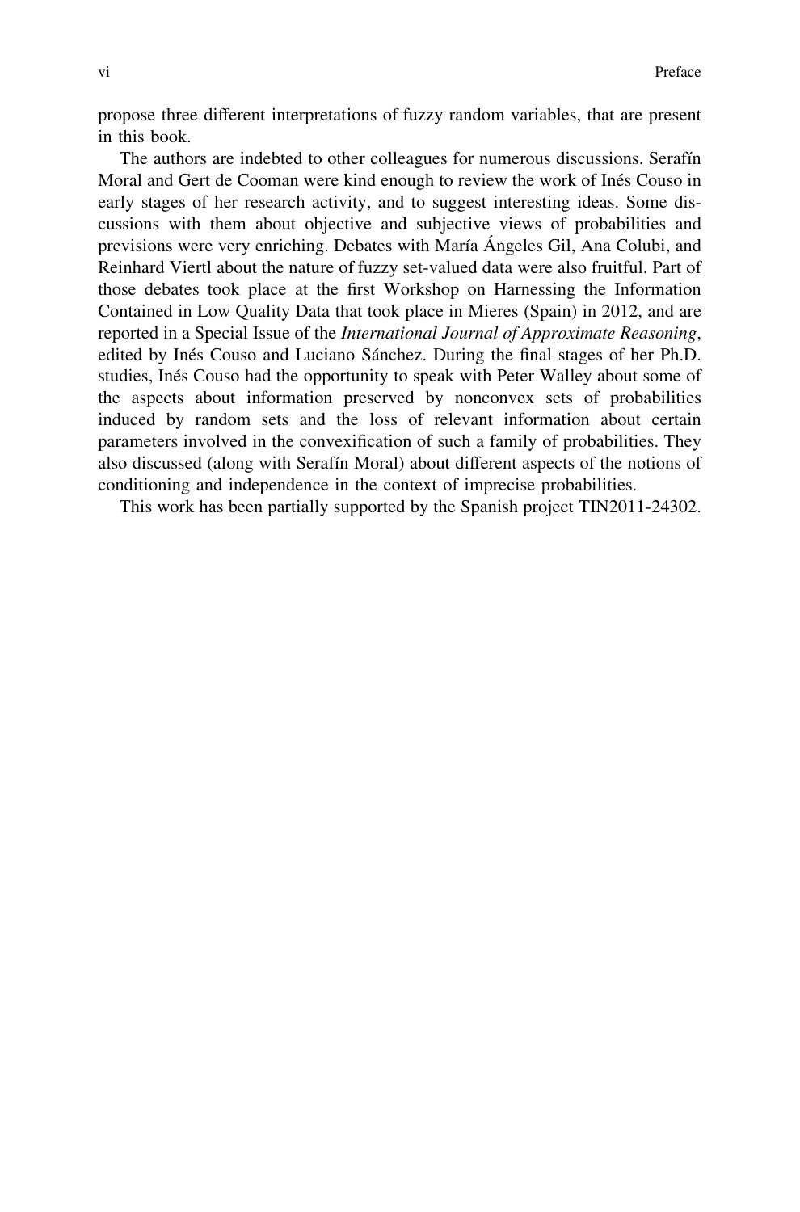propose three different interpretations of fuzzy random variables, that are present in this book.

The authors are indebted to other colleagues for numerous discussions. Serafín Moral and Gert de Cooman were kind enough to review the work of Inés Couso in early stages of her research activity, and to suggest interesting ideas. Some discussions with them about objective and subjective views of probabilities and previsions were very enriching. Debates with María Ángeles Gil, Ana Colubi, and Reinhard Viertl about the nature of fuzzy set-valued data were also fruitful. Part of those debates took place at the first Workshop on Harnessing the Information Contained in Low Quality Data that took place in Mieres (Spain) in 2012, and are reported in a Special Issue of the *International Journal of Approximate Reasoning*, edited by Inés Couso and Luciano Sánchez. During the final stages of her Ph.D. studies, Inés Couso had the opportunity to speak with Peter Walley about some of the aspects about information preserved by nonconvex sets of probabilities induced by random sets and the loss of relevant information about certain parameters involved in the convexification of such a family of probabilities. They also discussed (along with Serafín Moral) about different aspects of the notions of conditioning and independence in the context of imprecise probabilities.

This work has been partially supported by the Spanish project TIN2011-24302.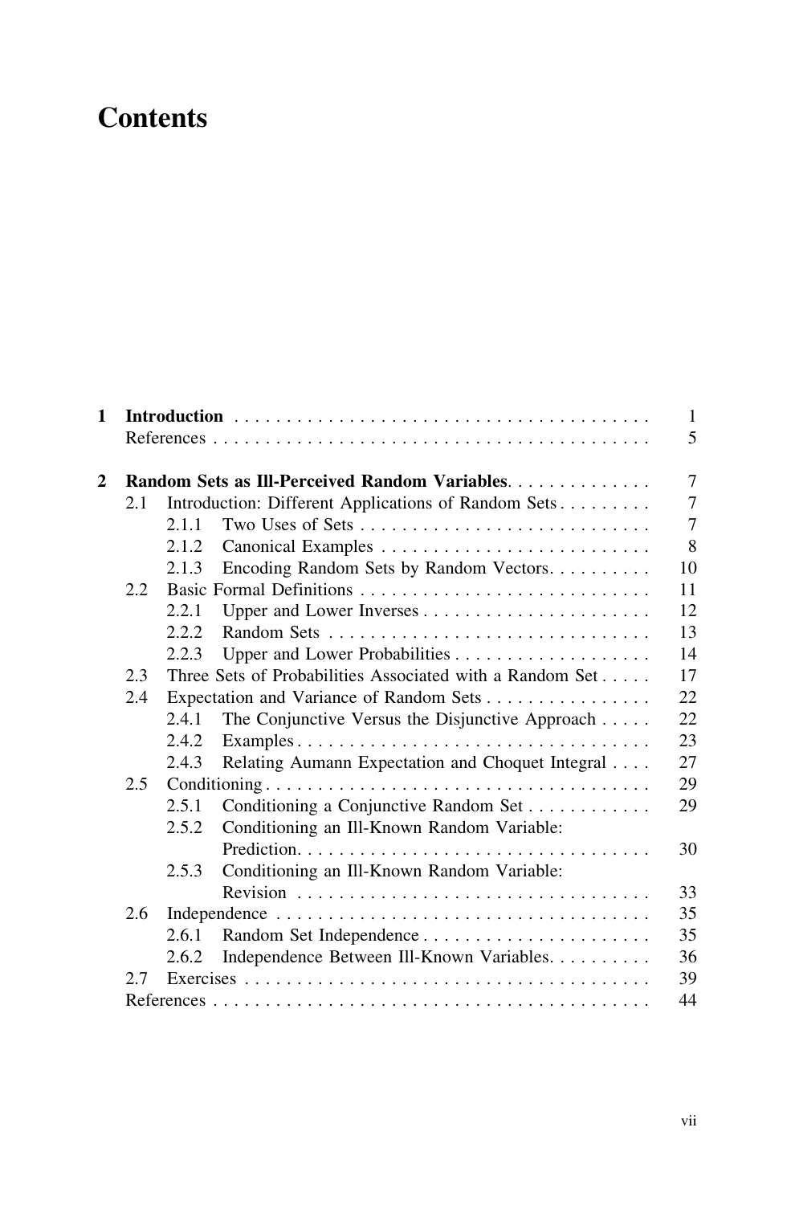# Contents

| | | | |
|---|---|---|---|
| **1** | **Introduction** | | 1 |
| | References | | 5 |
| **2** | **Random Sets as Ill-Perceived Random Variables** | | 7 |
| | 2.1 | Introduction: Different Applications of Random Sets | 7 |
| | 2.1.1 | Two Uses of Sets | 7 |
| | 2.1.2 | Canonical Examples | 8 |
| | 2.1.3 | Encoding Random Sets by Random Vectors | 10 |
| | 2.2 | Basic Formal Definitions | 11 |
| | 2.2.1 | Upper and Lower Inverses | 12 |
| | 2.2.2 | Random Sets | 13 |
| | 2.2.3 | Upper and Lower Probabilities | 14 |
| | 2.3 | Three Sets of Probabilities Associated with a Random Set | 17 |
| | 2.4 | Expectation and Variance of Random Sets | 22 |
| | 2.4.1 | The Conjunctive Versus the Disjunctive Approach | 22 |
| | 2.4.2 | Examples | 23 |
| | 2.4.3 | Relating Aumann Expectation and Choquet Integral | 27 |
| | 2.5 | Conditioning | 29 |
| | 2.5.1 | Conditioning a Conjunctive Random Set | 29 |
| | 2.5.2 | Conditioning an Ill-Known Random Variable: Prediction | 30 |
| | 2.5.3 | Conditioning an Ill-Known Random Variable: Revision | 33 |
| | 2.6 | Independence | 35 |
| | 2.6.1 | Random Set Independence | 35 |
| | 2.6.2 | Independence Between Ill-Known Variables | 36 |
| | 2.7 | Exercises | 39 |
| | References | | 44 |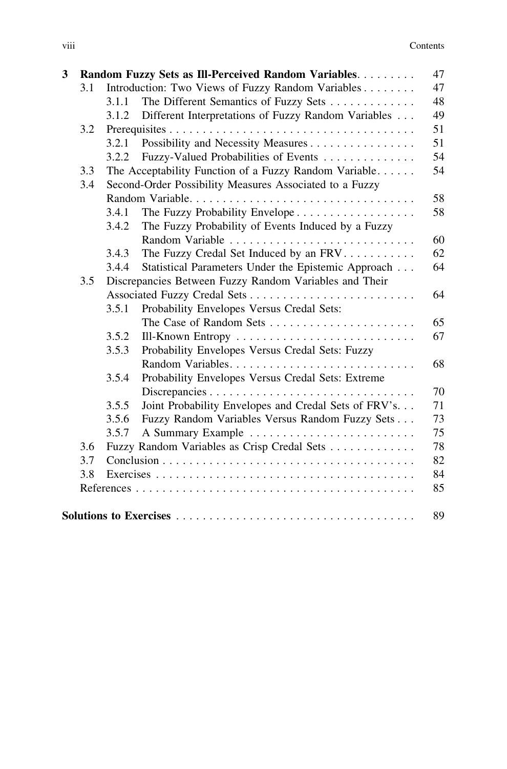**3 Random Fuzzy Sets as Ill-Perceived Random Variables** . . . . . . . . . 47

3.1 Introduction: Two Views of Fuzzy Random Variables . . . . . . . . 47

3.1.1 The Different Semantics of Fuzzy Sets . . . . . . . . . . . . . 48

3.1.2 Different Interpretations of Fuzzy Random Variables . . . 49

3.2 Prerequisites . . . . . . . . . . . . . . . . . . . . . . . . . . . . . . . . . . . . . . 51

3.2.1 Possibility and Necessity Measures . . . . . . . . . . . . . . . . 51

3.2.2 Fuzzy-Valued Probabilities of Events . . . . . . . . . . . . . . 54

3.3 The Acceptability Function of a Fuzzy Random Variable . . . . . . 54

3.4 Second-Order Possibility Measures Associated to a Fuzzy Random Variable . . . . . . . . . . . . . . . . . . . . . . . . . . . . . . . . . . 58

3.4.1 The Fuzzy Probability Envelope . . . . . . . . . . . . . . . . . . 58

3.4.2 The Fuzzy Probability of Events Induced by a Fuzzy Random Variable . . . . . . . . . . . . . . . . . . . . . . . . . . . . 60

3.4.3 The Fuzzy Credal Set Induced by an FRV . . . . . . . . . . . 62

3.4.4 Statistical Parameters Under the Epistemic Approach . . . 64

3.5 Discrepancies Between Fuzzy Random Variables and Their Associated Fuzzy Credal Sets . . . . . . . . . . . . . . . . . . . . . . . . . 64

3.5.1 Probability Envelopes Versus Credal Sets: The Case of Random Sets . . . . . . . . . . . . . . . . . . . . . . 65

3.5.2 Ill-Known Entropy . . . . . . . . . . . . . . . . . . . . . . . . . . . 67

3.5.3 Probability Envelopes Versus Credal Sets: Fuzzy Random Variables . . . . . . . . . . . . . . . . . . . . . . . . . . . . 68

3.5.4 Probability Envelopes Versus Credal Sets: Extreme Discrepancies . . . . . . . . . . . . . . . . . . . . . . . . . . . . . . . 70

3.5.5 Joint Probability Envelopes and Credal Sets of FRV's. . . 71

3.5.6 Fuzzy Random Variables Versus Random Fuzzy Sets . . . 73

3.5.7 A Summary Example . . . . . . . . . . . . . . . . . . . . . . . . . 75

3.6 Fuzzy Random Variables as Crisp Credal Sets . . . . . . . . . . . . . 78

3.7 Conclusion . . . . . . . . . . . . . . . . . . . . . . . . . . . . . . . . . . . . . . 82

3.8 Exercises . . . . . . . . . . . . . . . . . . . . . . . . . . . . . . . . . . . . . . . 84

References . . . . . . . . . . . . . . . . . . . . . . . . . . . . . . . . . . . . . . . . . . 85

**Solutions to Exercises** . . . . . . . . . . . . . . . . . . . . . . . . . . . . . . . . . . . 89